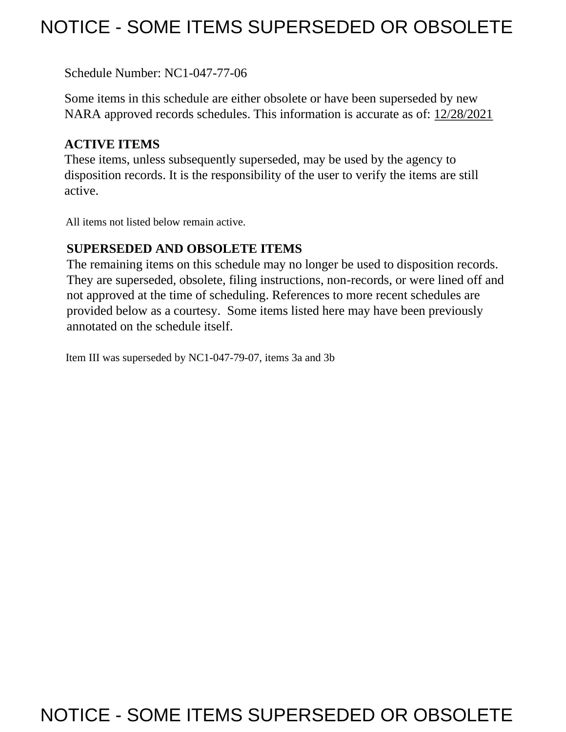# NOTICE - SOME ITEMS SUPERSEDED OR OBSOLETE

Schedule Number: NC1-047-77-06

Some items in this schedule are either obsolete or have been superseded by new NARA approved records schedules. This information is accurate as of: 12/28/2021

**ACTIVE ITEMS**
These items, unless subsequently superseded, may be used by the agency to disposition records. It is the responsibility of the user to verify the items are still active.

All items not listed below remain active.

**SUPERSEDED AND OBSOLETE ITEMS**
The remaining items on this schedule may no longer be used to disposition records. They are superseded, obsolete, filing instructions, non-records, or were lined off and not approved at the time of scheduling. References to more recent schedules are provided below as a courtesy. Some items listed here may have been previously annotated on the schedule itself.

Item III was superseded by NC1-047-79-07, items 3a and 3b

NOTICE - SOME ITEMS SUPERSEDED OR OBSOLETE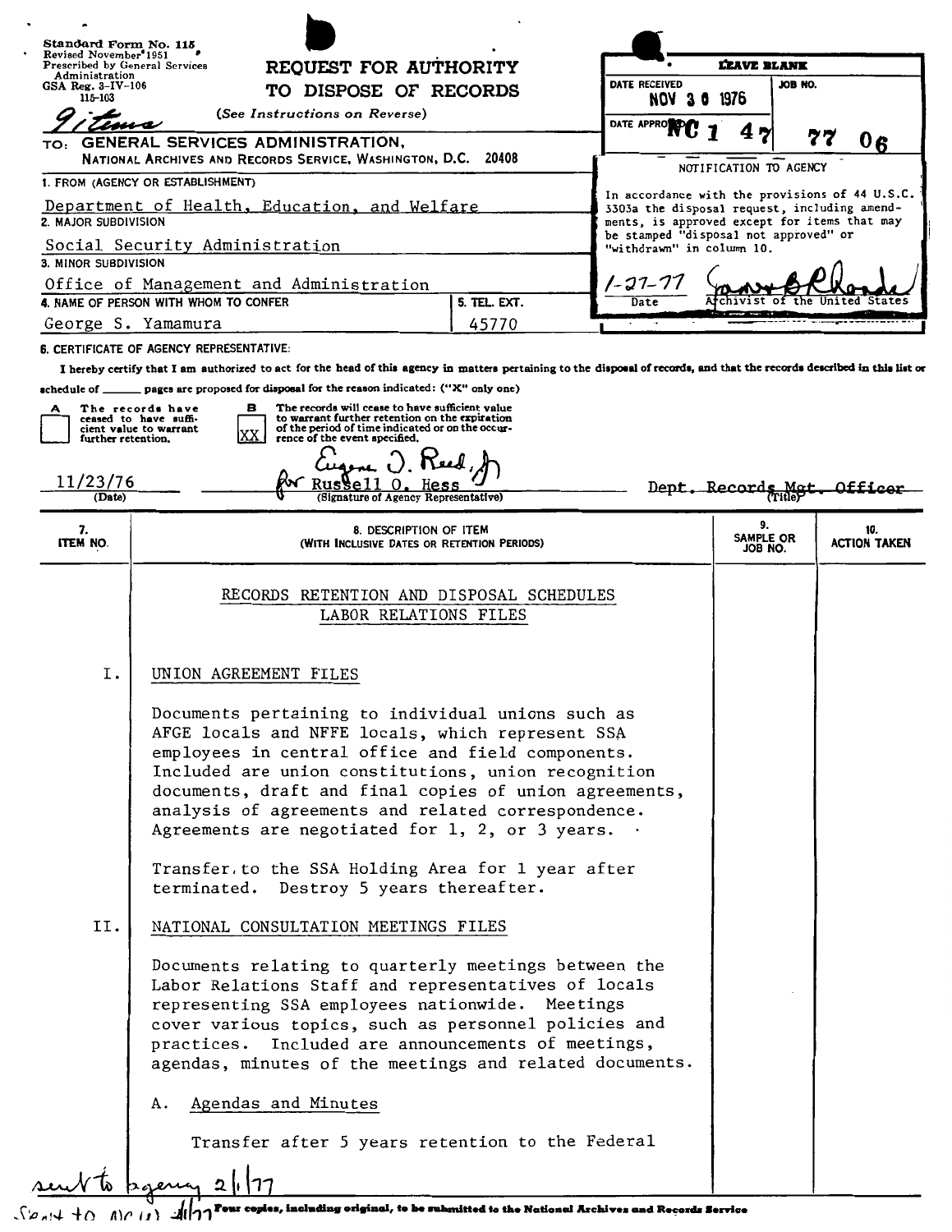Standard Form No. 115
Revised November 1951
Prescribed by General Services Administration
GSA Reg. 3-IV-106
115-103

9 items

# REQUEST FOR AUTHORITY TO DISPOSE OF RECORDS

*(See Instructions on Reverse)*

TO: GENERAL SERVICES ADMINISTRATION,
NATIONAL ARCHIVES AND RECORDS SERVICE, WASHINGTON, D.C. 20408

| LEAVE BLANK | |
|---|---|
| DATE RECEIVED NOV 30 1976 | JOB NO. |
| DATE APPROVED | NC 1 47 77 06 |

NOTIFICATION TO AGENCY

In accordance with the provisions of 44 U.S.C. 3303a the disposal request, including amendments, is approved except for items that may be stamped "disposal not approved" or "withdrawn" in column 10.

1-27-77 — Date
(signature) — Archivist of the United States

1. FROM (AGENCY OR ESTABLISHMENT)
Department of Health, Education, and Welfare

2. MAJOR SUBDIVISION
Social Security Administration

3. MINOR SUBDIVISION
Office of Management and Administration

4. NAME OF PERSON WITH WHOM TO CONFER: George S. Yamamura

5. TEL. EXT.: 45770

6. CERTIFICATE OF AGENCY REPRESENTATIVE:

I hereby certify that I am authorized to act for the head of this agency in matters pertaining to the disposal of records, and that the records described in this list or schedule of ______ pages are proposed for disposal for the reason indicated: ("X" only one)

- [ ] A The records have ceased to have sufficient value to warrant further retention.
- [XX] B The records will cease to have sufficient value to warrant further retention on the expiration of the period of time indicated or on the occurrence of the event specified.

11/23/76 (Date)

Eugene J. Reed, Jr. for Russell O. Hess (Signature of Agency Representative)

Dept. Records Mgt. Officer (Title)

| 7. ITEM NO. | 8. DESCRIPTION OF ITEM (WITH INCLUSIVE DATES OR RETENTION PERIODS) | 9. SAMPLE OR JOB NO. | 10. ACTION TAKEN |
|---|---|---|---|

RECORDS RETENTION AND DISPOSAL SCHEDULES
LABOR RELATIONS FILES

I. UNION AGREEMENT FILES

Documents pertaining to individual unions such as AFGE locals and NFFE locals, which represent SSA employees in central office and field components. Included are union constitutions, union recognition documents, draft and final copies of union agreements, analysis of agreements and related correspondence. Agreements are negotiated for 1, 2, or 3 years.

Transfer to the SSA Holding Area for 1 year after terminated. Destroy 5 years thereafter.

II. NATIONAL CONSULTATION MEETINGS FILES

Documents relating to quarterly meetings between the Labor Relations Staff and representatives of locals representing SSA employees nationwide. Meetings cover various topics, such as personnel policies and practices. Included are announcements of meetings, agendas, minutes of the meetings and related documents.

A. Agendas and Minutes

Transfer after 5 years retention to the Federal

sent to agency 2/1/77
Sent to NCW 2/1/77

Four copies, including original, to be submitted to the National Archives and Records Service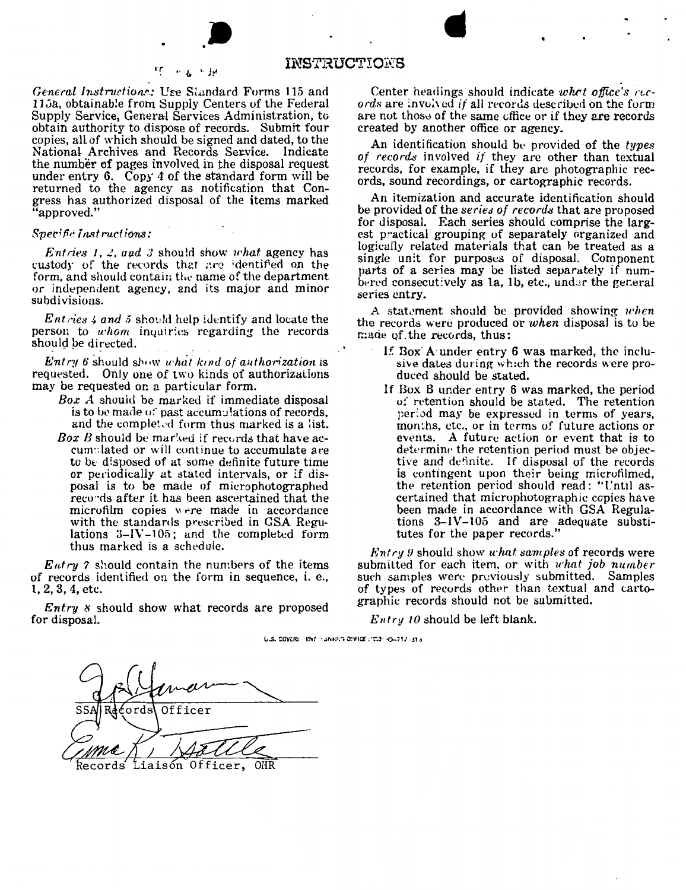# INSTRUCTIONS

*General Instructions:* Use Standard Forms 115 and 115a, obtainable from Supply Centers of the Federal Supply Service, General Services Administration, to obtain authority to dispose of records. Submit four copies, all of which should be signed and dated, to the National Archives and Records Service. Indicate the number of pages involved in the disposal request under entry 6. Copy 4 of the standard form will be returned to the agency as notification that Congress has authorized disposal of the items marked "approved."

*Specific Instructions:*

*Entries 1, 2, and 3* should show *what* agency has custody of the records that are identified on the form, and should contain the name of the department or independent agency, and its major and minor subdivisions.

*Entries 4 and 5* should help identify and locate the person to *whom* inquiries regarding the records should be directed.

*Entry 6* should show *what kind of authorization* is requested. Only one of two kinds of authorizations may be requested on a particular form.

*Box A* should be marked if immediate disposal is to be made of past accumulations of records, and the completed form thus marked is a list.

*Box B* should be marked if records that have accumulated or will continue to accumulate are to be disposed of at some definite future time or periodically at stated intervals, or if disposal is to be made of microphotographed records after it has been ascertained that the microfilm copies were made in accordance with the standards prescribed in GSA Regulations 3–IV–105; and the completed form thus marked is a schedule.

*Entry 7* should contain the numbers of the items of records identified on the form in sequence, i. e., 1, 2, 3, 4, etc.

*Entry 8* should show what records are proposed for disposal.

Center headings should indicate *what office's records* are involved *if* all records described on the form are not those of the same office or if they are records created by another office or agency.

An identification should be provided of the *types of records* involved *if* they are other than textual records, for example, if they are photographic records, sound recordings, or cartographic records.

An itemization and accurate identification should be provided of the *series of records* that are proposed for disposal. Each series should comprise the largest practical grouping of separately organized and logically related materials that can be treated as a single unit for purposes of disposal. Component parts of a series may be listed separately if numbered consecutively as 1a, 1b, etc., under the general series entry.

A statement should be provided showing *when* the records were produced or *when* disposal is to be made of the records, thus:

If Box A under entry 6 was marked, the inclusive dates during which the records were produced should be stated.

If Box B under entry 6 was marked, the period of retention should be stated. The retention period may be expressed in terms of years, months, etc., or in terms of future actions or events. A future action or event that is to determine the retention period must be objective and definite. If disposal of the records is contingent upon their being microfilmed, the retention period should read: "Until ascertained that microphotographic copies have been made in accordance with GSA Regulations 3–IV–105 and are adequate substitutes for the paper records."

*Entry 9* should show *what samples* of records were submitted for each item, or with *what job number* such samples were previously submitted. Samples of types of records other than textual and cartographic records should not be submitted.

*Entry 10* should be left blank.

SSA Records Officer

Records Liaison Officer, OHR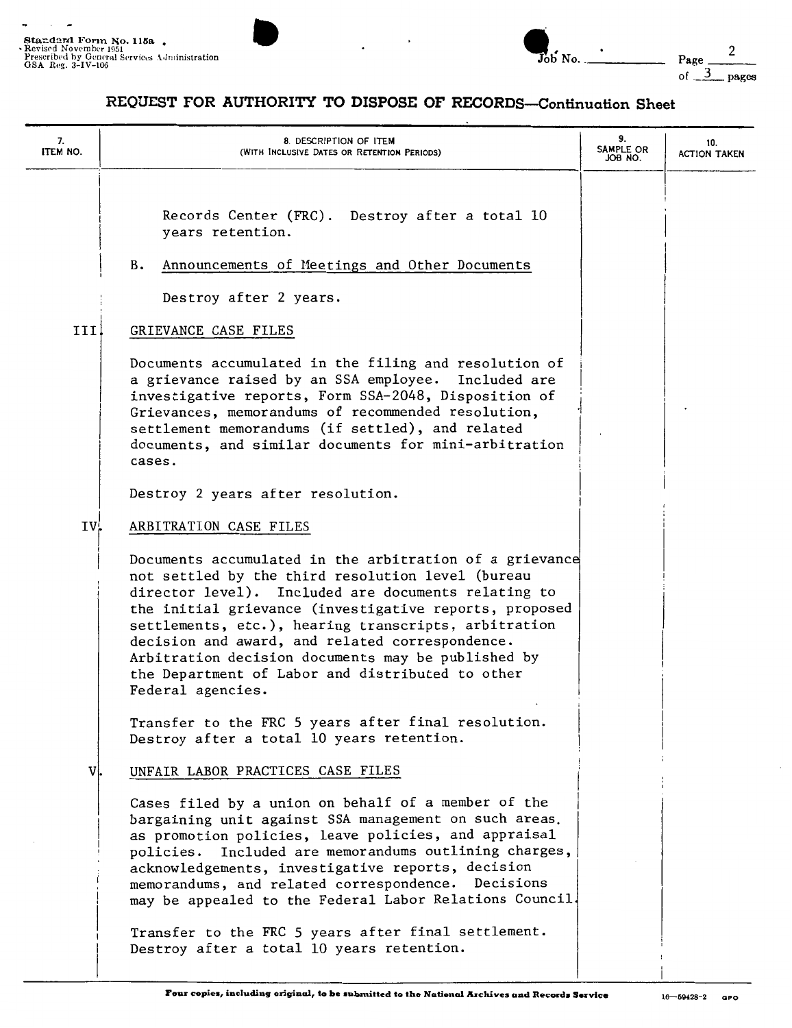Standard Form No. 115a
Revised November 1951
Prescribed by General Services Administration
GSA Reg. 3-IV-106

Job No. ______

Page 2 of 3 pages

# REQUEST FOR AUTHORITY TO DISPOSE OF RECORDS—Continuation Sheet

| 7. ITEM NO. | 8. DESCRIPTION OF ITEM (WITH INCLUSIVE DATES OR RETENTION PERIODS) | 9. SAMPLE OR JOB NO. | 10. ACTION TAKEN |
|---|---|---|---|
| | Records Center (FRC). Destroy after a total 10 years retention. | | |
| | B. Announcements of Meetings and Other Documents | | |
| | Destroy after 2 years. | | |
| III | GRIEVANCE CASE FILES | | |
| | Documents accumulated in the filing and resolution of a grievance raised by an SSA employee. Included are investigative reports, Form SSA-2048, Disposition of Grievances, memorandums of recommended resolution, settlement memorandums (if settled), and related documents, and similar documents for mini-arbitration cases. | | |
| | Destroy 2 years after resolution. | | |
| IV | ARBITRATION CASE FILES | | |
| | Documents accumulated in the arbitration of a grievance not settled by the third resolution level (bureau director level). Included are documents relating to the initial grievance (investigative reports, proposed settlements, etc.), hearing transcripts, arbitration decision and award, and related correspondence. Arbitration decision documents may be published by the Department of Labor and distributed to other Federal agencies. | | |
| | Transfer to the FRC 5 years after final resolution. Destroy after a total 10 years retention. | | |
| V | UNFAIR LABOR PRACTICES CASE FILES | | |
| | Cases filed by a union on behalf of a member of the bargaining unit against SSA management on such areas as promotion policies, leave policies, and appraisal policies. Included are memorandums outlining charges, acknowledgements, investigative reports, decision memorandums, and related correspondence. Decisions may be appealed to the Federal Labor Relations Council. | | |
| | Transfer to the FRC 5 years after final settlement. Destroy after a total 10 years retention. | | |

**Four copies, including original, to be submitted to the National Archives and Records Service**

16—59428-2 GPO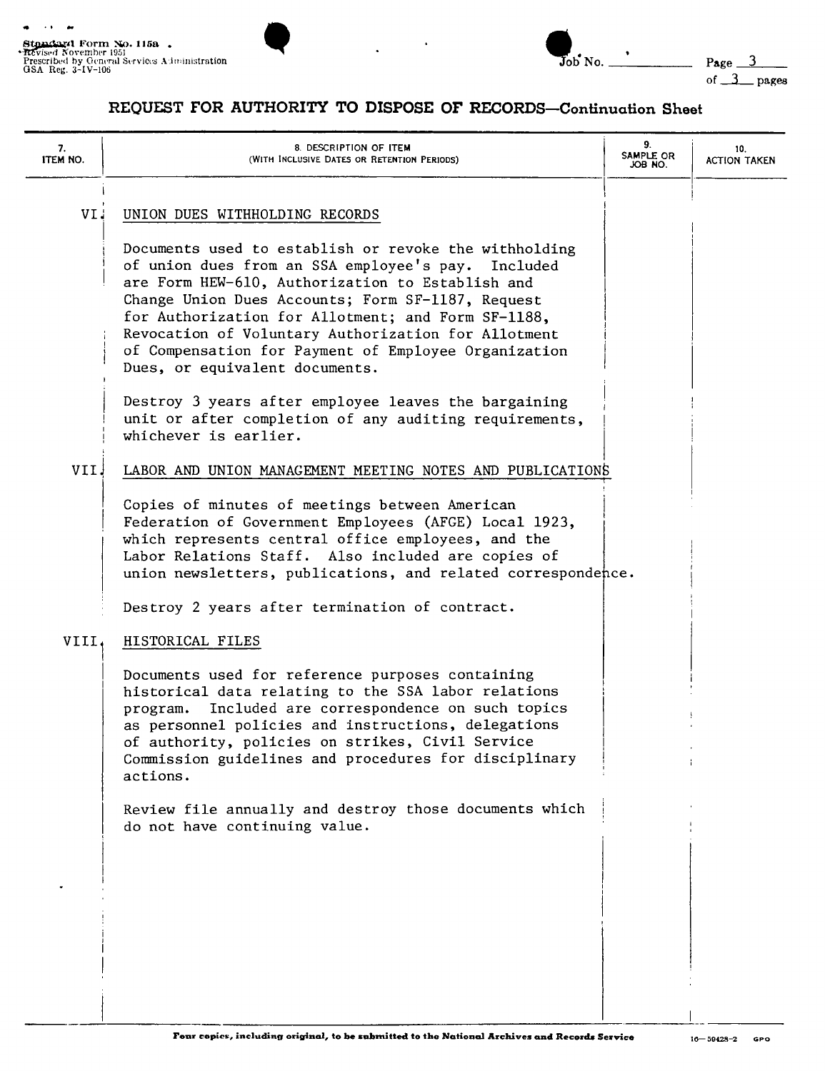Standard Form No. 115a
Revised November 1951
Prescribed by General Services Administration
GSA Reg. 3-IV-106

Job No. ________

Page 3 of 3 pages

## REQUEST FOR AUTHORITY TO DISPOSE OF RECORDS—Continuation Sheet

| 7. ITEM NO. | 8. DESCRIPTION OF ITEM (WITH INCLUSIVE DATES OR RETENTION PERIODS) | 9. SAMPLE OR JOB NO. | 10. ACTION TAKEN |
|---|---|---|---|
| VI. | UNION DUES WITHHOLDING RECORDS<br><br>Documents used to establish or revoke the withholding of union dues from an SSA employee's pay. Included are Form HEW-610, Authorization to Establish and Change Union Dues Accounts; Form SF-1187, Request for Authorization for Allotment; and Form SF-1188, Revocation of Voluntary Authorization for Allotment of Compensation for Payment of Employee Organization Dues, or equivalent documents.<br><br>Destroy 3 years after employee leaves the bargaining unit or after completion of any auditing requirements, whichever is earlier. | | |
| VII. | LABOR AND UNION MANAGEMENT MEETING NOTES AND PUBLICATIONS<br><br>Copies of minutes of meetings between American Federation of Government Employees (AFGE) Local 1923, which represents central office employees, and the Labor Relations Staff. Also included are copies of union newsletters, publications, and related correspondence.<br><br>Destroy 2 years after termination of contract. | | |
| VIII. | HISTORICAL FILES<br><br>Documents used for reference purposes containing historical data relating to the SSA labor relations program. Included are correspondence on such topics as personnel policies and instructions, delegations of authority, policies on strikes, Civil Service Commission guidelines and procedures for disciplinary actions.<br><br>Review file annually and destroy those documents which do not have continuing value. | | |

**Four copies, including original, to be submitted to the National Archives and Records Service**

16—59428-2 GPO